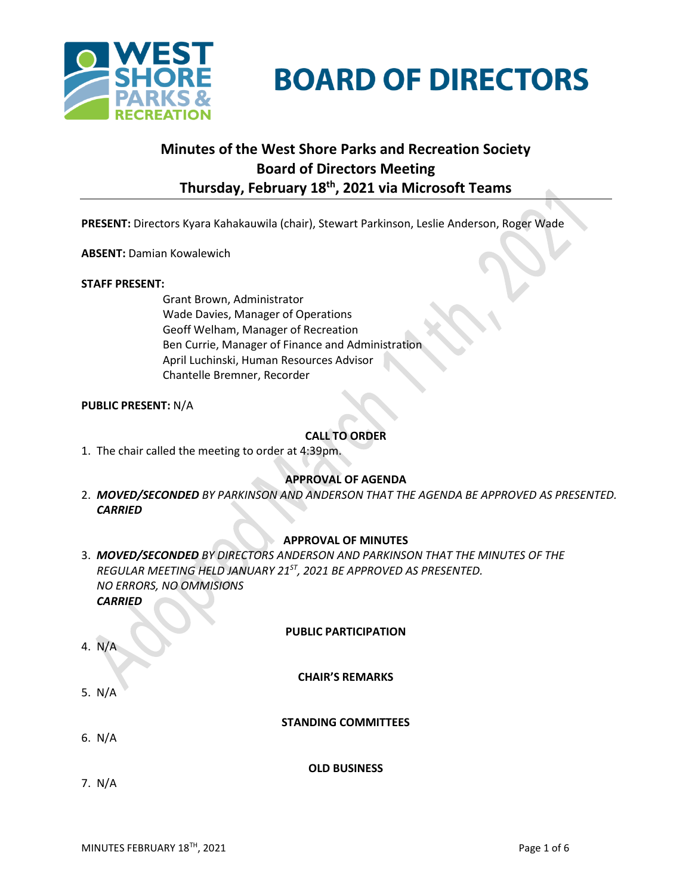# BOARD OF DIRECTORS

## Minutes of the West Shore Parks and Recreation Society Board of Directors Meeting Thursday, February 18th, 2021 via Microsoft Teams

**PRESENT:** Directors Kyara Kahakauwila (chair), Stewart Parkinson, Leslie Anderson, Roger Wade

**ABSENT:** Damian Kowalewich

**STAFF PRESENT:**

Grant Brown, Administrator
Wade Davies, Manager of Operations
Geoff Welham, Manager of Recreation
Ben Currie, Manager of Finance and Administration
April Luchinski, Human Resources Advisor
Chantelle Bremner, Recorder

**PUBLIC PRESENT:** N/A

### CALL TO ORDER

1. The chair called the meeting to order at 4:39pm.

### APPROVAL OF AGENDA

2. ***MOVED/SECONDED*** *BY PARKINSON AND ANDERSON THAT THE AGENDA BE APPROVED AS PRESENTED.*
***CARRIED***

### APPROVAL OF MINUTES

3. ***MOVED/SECONDED*** *BY DIRECTORS ANDERSON AND PARKINSON THAT THE MINUTES OF THE REGULAR MEETING HELD JANUARY 21ST, 2021 BE APPROVED AS PRESENTED.*
*NO ERRORS, NO OMMISIONS*
***CARRIED***

### PUBLIC PARTICIPATION

4. N/A

### CHAIR'S REMARKS

5. N/A

### STANDING COMMITTEES

6. N/A

### OLD BUSINESS

7. N/A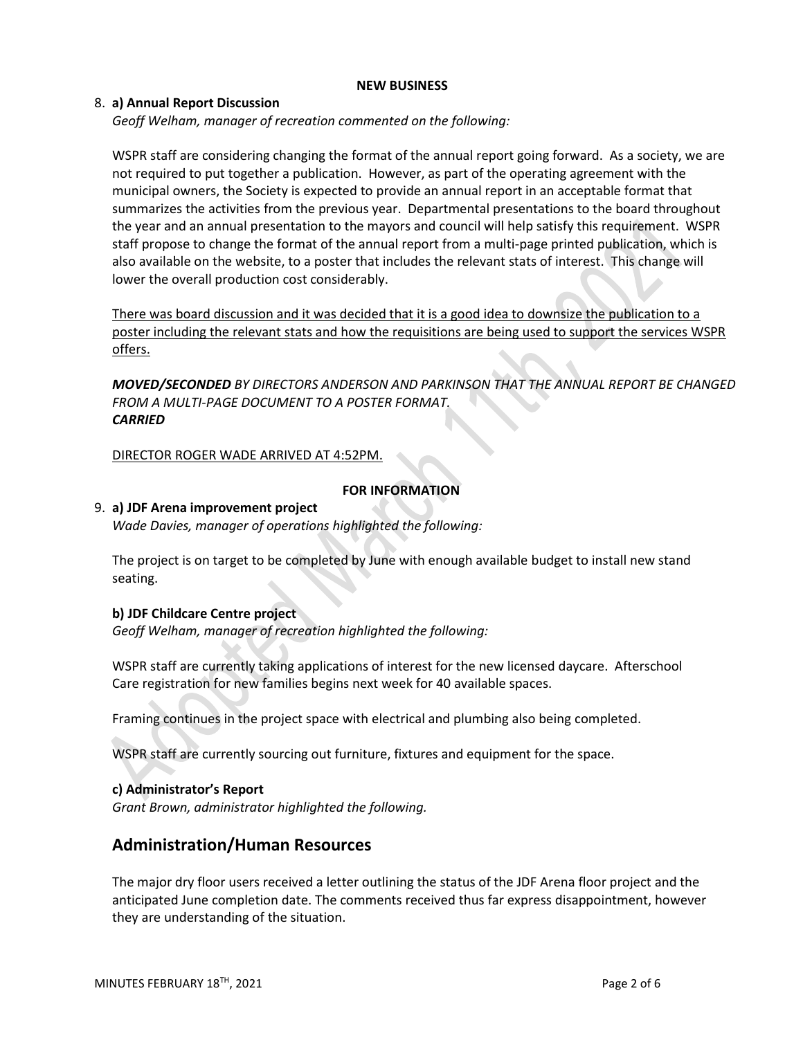**NEW BUSINESS**

8. **a) Annual Report Discussion**

*Geoff Welham, manager of recreation commented on the following:*

WSPR staff are considering changing the format of the annual report going forward. As a society, we are not required to put together a publication. However, as part of the operating agreement with the municipal owners, the Society is expected to provide an annual report in an acceptable format that summarizes the activities from the previous year. Departmental presentations to the board throughout the year and an annual presentation to the mayors and council will help satisfy this requirement. WSPR staff propose to change the format of the annual report from a multi-page printed publication, which is also available on the website, to a poster that includes the relevant stats of interest. This change will lower the overall production cost considerably.

<u>There was board discussion and it was decided that it is a good idea to downsize the publication to a poster including the relevant stats and how the requisitions are being used to support the services WSPR offers.</u>

***MOVED/SECONDED*** *BY DIRECTORS ANDERSON AND PARKINSON THAT THE ANNUAL REPORT BE CHANGED FROM A MULTI-PAGE DOCUMENT TO A POSTER FORMAT.*
***CARRIED***

<u>DIRECTOR ROGER WADE ARRIVED AT 4:52PM.</u>

**FOR INFORMATION**

9. **a) JDF Arena improvement project**

*Wade Davies, manager of operations highlighted the following:*

The project is on target to be completed by June with enough available budget to install new stand seating.

**b) JDF Childcare Centre project**

*Geoff Welham, manager of recreation highlighted the following:*

WSPR staff are currently taking applications of interest for the new licensed daycare. Afterschool Care registration for new families begins next week for 40 available spaces.

Framing continues in the project space with electrical and plumbing also being completed.

WSPR staff are currently sourcing out furniture, fixtures and equipment for the space.

**c) Administrator's Report**

*Grant Brown, administrator highlighted the following.*

## Administration/Human Resources

The major dry floor users received a letter outlining the status of the JDF Arena floor project and the anticipated June completion date. The comments received thus far express disappointment, however they are understanding of the situation.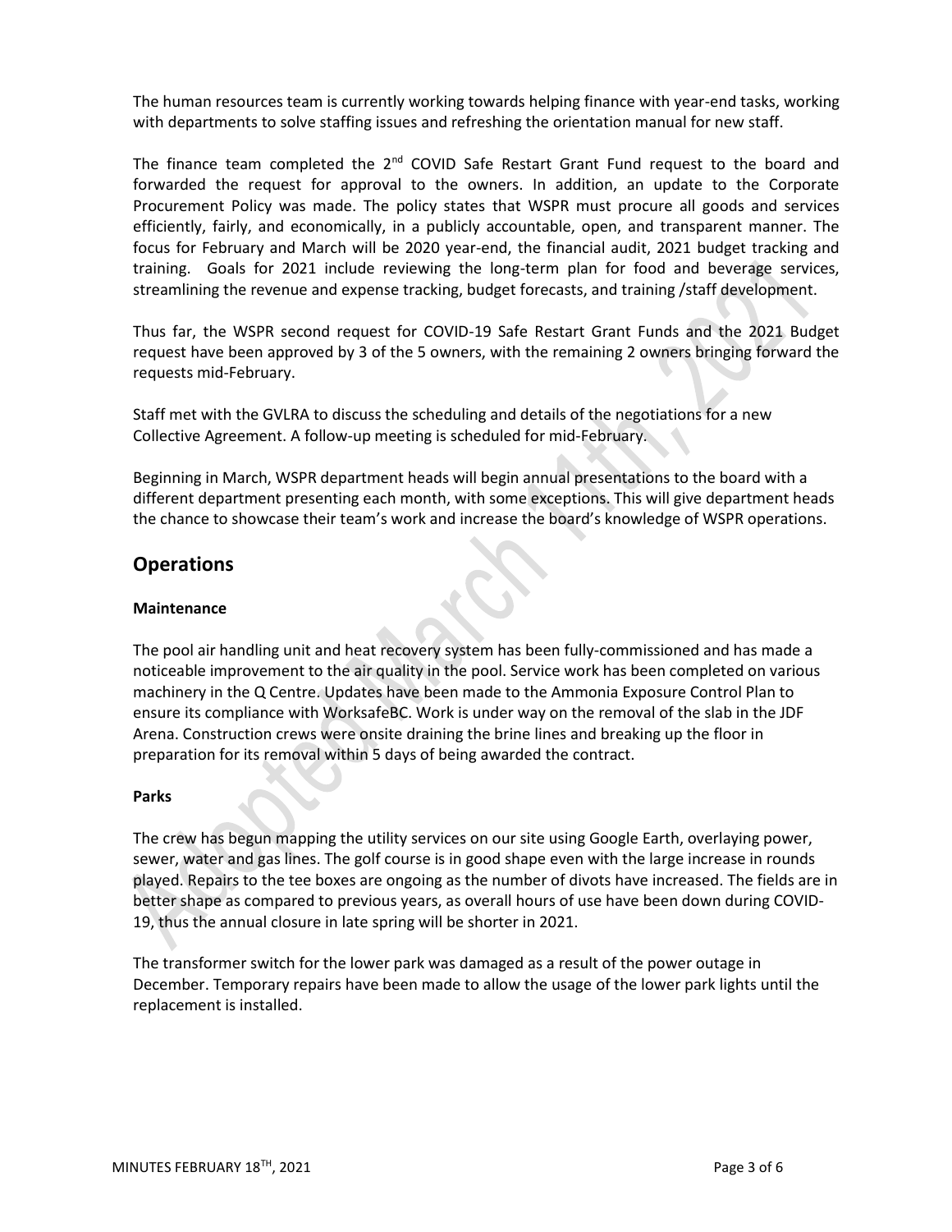The human resources team is currently working towards helping finance with year-end tasks, working with departments to solve staffing issues and refreshing the orientation manual for new staff.

The finance team completed the 2nd COVID Safe Restart Grant Fund request to the board and forwarded the request for approval to the owners. In addition, an update to the Corporate Procurement Policy was made. The policy states that WSPR must procure all goods and services efficiently, fairly, and economically, in a publicly accountable, open, and transparent manner. The focus for February and March will be 2020 year-end, the financial audit, 2021 budget tracking and training. Goals for 2021 include reviewing the long-term plan for food and beverage services, streamlining the revenue and expense tracking, budget forecasts, and training /staff development.

Thus far, the WSPR second request for COVID-19 Safe Restart Grant Funds and the 2021 Budget request have been approved by 3 of the 5 owners, with the remaining 2 owners bringing forward the requests mid-February.

Staff met with the GVLRA to discuss the scheduling and details of the negotiations for a new Collective Agreement. A follow-up meeting is scheduled for mid-February.

Beginning in March, WSPR department heads will begin annual presentations to the board with a different department presenting each month, with some exceptions. This will give department heads the chance to showcase their team's work and increase the board's knowledge of WSPR operations.

## Operations

**Maintenance**

The pool air handling unit and heat recovery system has been fully-commissioned and has made a noticeable improvement to the air quality in the pool. Service work has been completed on various machinery in the Q Centre. Updates have been made to the Ammonia Exposure Control Plan to ensure its compliance with WorksafeBC. Work is under way on the removal of the slab in the JDF Arena. Construction crews were onsite draining the brine lines and breaking up the floor in preparation for its removal within 5 days of being awarded the contract.

**Parks**

The crew has begun mapping the utility services on our site using Google Earth, overlaying power, sewer, water and gas lines. The golf course is in good shape even with the large increase in rounds played. Repairs to the tee boxes are ongoing as the number of divots have increased. The fields are in better shape as compared to previous years, as overall hours of use have been down during COVID-19, thus the annual closure in late spring will be shorter in 2021.

The transformer switch for the lower park was damaged as a result of the power outage in December. Temporary repairs have been made to allow the usage of the lower park lights until the replacement is installed.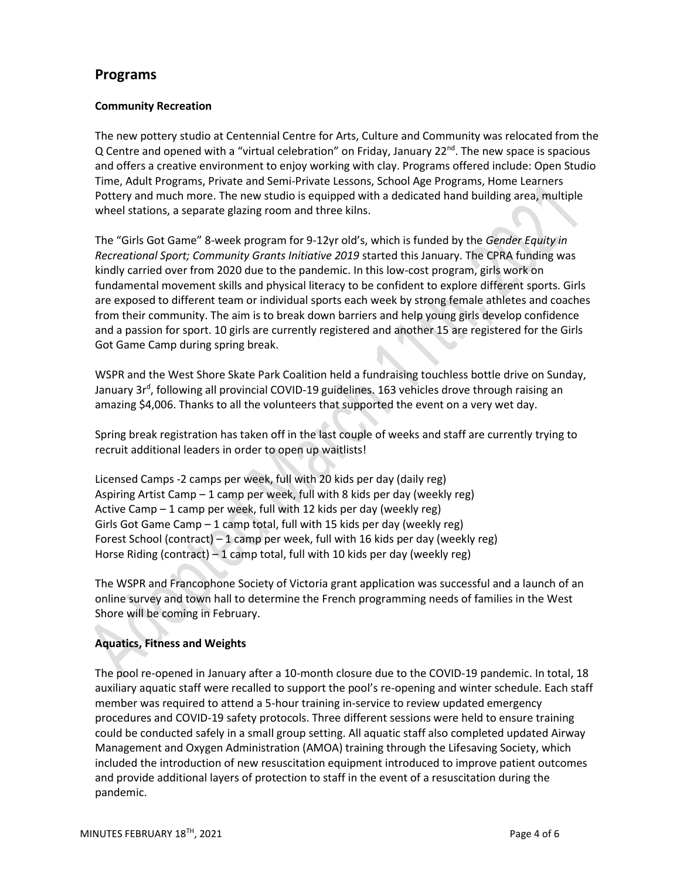## Programs

### Community Recreation

The new pottery studio at Centennial Centre for Arts, Culture and Community was relocated from the Q Centre and opened with a "virtual celebration" on Friday, January 22nd. The new space is spacious and offers a creative environment to enjoy working with clay. Programs offered include: Open Studio Time, Adult Programs, Private and Semi-Private Lessons, School Age Programs, Home Learners Pottery and much more. The new studio is equipped with a dedicated hand building area, multiple wheel stations, a separate glazing room and three kilns.

The "Girls Got Game" 8-week program for 9-12yr old's, which is funded by the *Gender Equity in Recreational Sport; Community Grants Initiative 2019* started this January. The CPRA funding was kindly carried over from 2020 due to the pandemic. In this low-cost program, girls work on fundamental movement skills and physical literacy to be confident to explore different sports. Girls are exposed to different team or individual sports each week by strong female athletes and coaches from their community. The aim is to break down barriers and help young girls develop confidence and a passion for sport. 10 girls are currently registered and another 15 are registered for the Girls Got Game Camp during spring break.

WSPR and the West Shore Skate Park Coalition held a fundraising touchless bottle drive on Sunday, January 3rd, following all provincial COVID-19 guidelines. 163 vehicles drove through raising an amazing $4,006. Thanks to all the volunteers that supported the event on a very wet day.

Spring break registration has taken off in the last couple of weeks and staff are currently trying to recruit additional leaders in order to open up waitlists!

Licensed Camps -2 camps per week, full with 20 kids per day (daily reg)
Aspiring Artist Camp – 1 camp per week, full with 8 kids per day (weekly reg)
Active Camp – 1 camp per week, full with 12 kids per day (weekly reg)
Girls Got Game Camp – 1 camp total, full with 15 kids per day (weekly reg)
Forest School (contract) – 1 camp per week, full with 16 kids per day (weekly reg)
Horse Riding (contract) – 1 camp total, full with 10 kids per day (weekly reg)

The WSPR and Francophone Society of Victoria grant application was successful and a launch of an online survey and town hall to determine the French programming needs of families in the West Shore will be coming in February.

### Aquatics, Fitness and Weights

The pool re-opened in January after a 10-month closure due to the COVID-19 pandemic. In total, 18 auxiliary aquatic staff were recalled to support the pool's re-opening and winter schedule. Each staff member was required to attend a 5-hour training in-service to review updated emergency procedures and COVID-19 safety protocols. Three different sessions were held to ensure training could be conducted safely in a small group setting. All aquatic staff also completed updated Airway Management and Oxygen Administration (AMOA) training through the Lifesaving Society, which included the introduction of new resuscitation equipment introduced to improve patient outcomes and provide additional layers of protection to staff in the event of a resuscitation during the pandemic.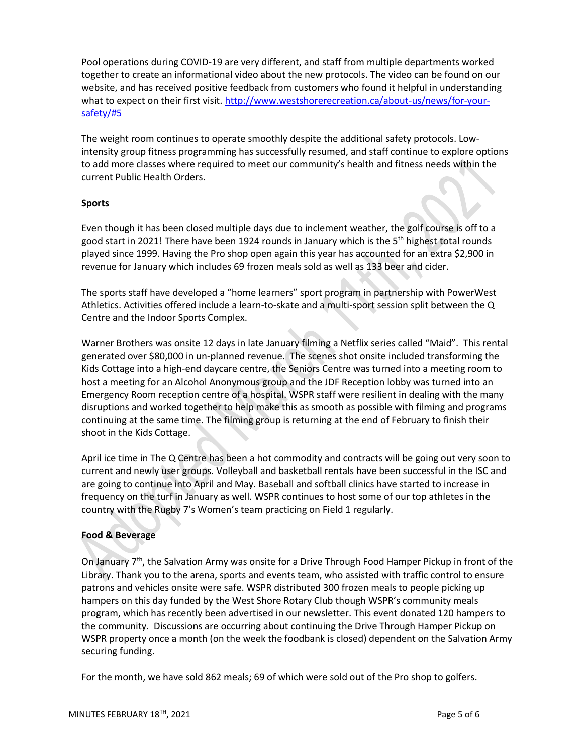Pool operations during COVID-19 are very different, and staff from multiple departments worked together to create an informational video about the new protocols. The video can be found on our website, and has received positive feedback from customers who found it helpful in understanding what to expect on their first visit. [http://www.westshorerecreation.ca/about-us/news/for-your-safety/#5](http://www.westshorerecreation.ca/about-us/news/for-your-safety/#5)

The weight room continues to operate smoothly despite the additional safety protocols. Low-intensity group fitness programming has successfully resumed, and staff continue to explore options to add more classes where required to meet our community's health and fitness needs within the current Public Health Orders.

**Sports**

Even though it has been closed multiple days due to inclement weather, the golf course is off to a good start in 2021! There have been 1924 rounds in January which is the 5th highest total rounds played since 1999. Having the Pro shop open again this year has accounted for an extra $2,900 in revenue for January which includes 69 frozen meals sold as well as 133 beer and cider.

The sports staff have developed a "home learners" sport program in partnership with PowerWest Athletics. Activities offered include a learn-to-skate and a multi-sport session split between the Q Centre and the Indoor Sports Complex.

Warner Brothers was onsite 12 days in late January filming a Netflix series called "Maid". This rental generated over $80,000 in un-planned revenue. The scenes shot onsite included transforming the Kids Cottage into a high-end daycare centre, the Seniors Centre was turned into a meeting room to host a meeting for an Alcohol Anonymous group and the JDF Reception lobby was turned into an Emergency Room reception centre of a hospital. WSPR staff were resilient in dealing with the many disruptions and worked together to help make this as smooth as possible with filming and programs continuing at the same time. The filming group is returning at the end of February to finish their shoot in the Kids Cottage.

April ice time in The Q Centre has been a hot commodity and contracts will be going out very soon to current and newly user groups. Volleyball and basketball rentals have been successful in the ISC and are going to continue into April and May. Baseball and softball clinics have started to increase in frequency on the turf in January as well. WSPR continues to host some of our top athletes in the country with the Rugby 7's Women's team practicing on Field 1 regularly.

**Food & Beverage**

On January 7th, the Salvation Army was onsite for a Drive Through Food Hamper Pickup in front of the Library. Thank you to the arena, sports and events team, who assisted with traffic control to ensure patrons and vehicles onsite were safe. WSPR distributed 300 frozen meals to people picking up hampers on this day funded by the West Shore Rotary Club though WSPR's community meals program, which has recently been advertised in our newsletter. This event donated 120 hampers to the community. Discussions are occurring about continuing the Drive Through Hamper Pickup on WSPR property once a month (on the week the foodbank is closed) dependent on the Salvation Army securing funding.

For the month, we have sold 862 meals; 69 of which were sold out of the Pro shop to golfers.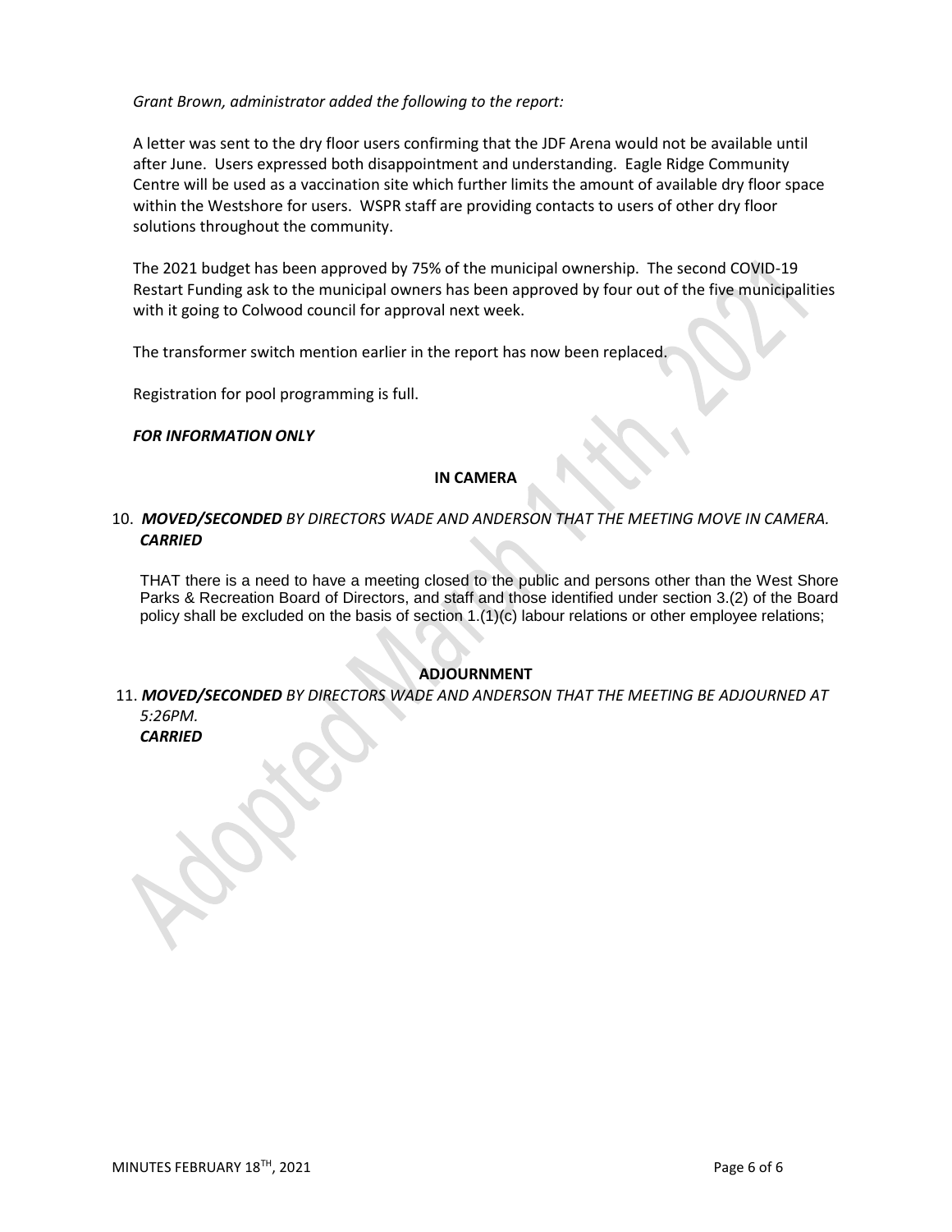*Grant Brown, administrator added the following to the report:*

A letter was sent to the dry floor users confirming that the JDF Arena would not be available until after June. Users expressed both disappointment and understanding. Eagle Ridge Community Centre will be used as a vaccination site which further limits the amount of available dry floor space within the Westshore for users. WSPR staff are providing contacts to users of other dry floor solutions throughout the community.

The 2021 budget has been approved by 75% of the municipal ownership. The second COVID-19 Restart Funding ask to the municipal owners has been approved by four out of the five municipalities with it going to Colwood council for approval next week.

The transformer switch mention earlier in the report has now been replaced.

Registration for pool programming is full.

***FOR INFORMATION ONLY***

**IN CAMERA**

10. ***MOVED/SECONDED*** *BY DIRECTORS WADE AND ANDERSON THAT THE MEETING MOVE IN CAMERA.* ***CARRIED***

THAT there is a need to have a meeting closed to the public and persons other than the West Shore Parks & Recreation Board of Directors, and staff and those identified under section 3.(2) of the Board policy shall be excluded on the basis of section 1.(1)(c) labour relations or other employee relations;

**ADJOURNMENT**

11. ***MOVED/SECONDED*** *BY DIRECTORS WADE AND ANDERSON THAT THE MEETING BE ADJOURNED AT 5:26PM.* ***CARRIED***

Adopted March 11th, 2021